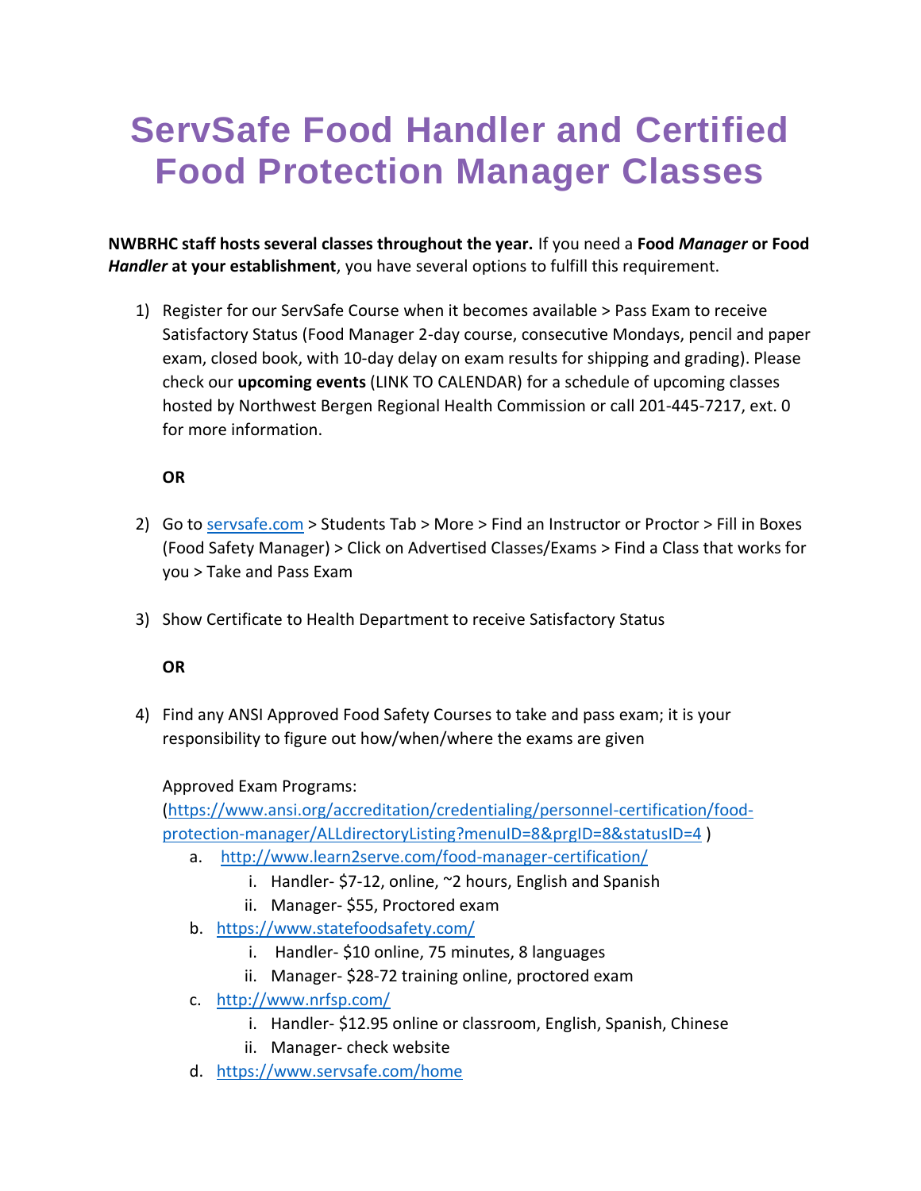# ServSafe Food Handler and Certified Food Protection Manager Classes

**NWBRHC staff hosts several classes throughout the year.** If you need a **Food *Manager* or Food *Handler* at your establishment**, you have several options to fulfill this requirement.

1) Register for our ServSafe Course when it becomes available > Pass Exam to receive Satisfactory Status (Food Manager 2-day course, consecutive Mondays, pencil and paper exam, closed book, with 10-day delay on exam results for shipping and grading). Please check our **upcoming events** (LINK TO CALENDAR) for a schedule of upcoming classes hosted by Northwest Bergen Regional Health Commission or call 201-445-7217, ext. 0 for more information.

   **OR**

2) Go to [servsafe.com](servsafe.com) > Students Tab > More > Find an Instructor or Proctor > Fill in Boxes (Food Safety Manager) > Click on Advertised Classes/Exams > Find a Class that works for you > Take and Pass Exam

3) Show Certificate to Health Department to receive Satisfactory Status

   **OR**

4) Find any ANSI Approved Food Safety Courses to take and pass exam; it is your responsibility to figure out how/when/where the exams are given

   Approved Exam Programs:
   ([https://www.ansi.org/accreditation/credentialing/personnel-certification/food-protection-manager/ALLdirectoryListing?menuID=8&prgID=8&statusID=4](https://www.ansi.org/accreditation/credentialing/personnel-certification/food-protection-manager/ALLdirectoryListing?menuID=8&prgID=8&statusID=4) )

   a. [http://www.learn2serve.com/food-manager-certification/](http://www.learn2serve.com/food-manager-certification/)
      i. Handler- $7-12, online, ~2 hours, English and Spanish
      ii. Manager- $55, Proctored exam
   b. [https://www.statefoodsafety.com/](https://www.statefoodsafety.com/)
      i. Handler- $10 online, 75 minutes, 8 languages
      ii. Manager- $28-72 training online, proctored exam
   c. [http://www.nrfsp.com/](http://www.nrfsp.com/)
      i. Handler- $12.95 online or classroom, English, Spanish, Chinese
      ii. Manager- check website
   d. [https://www.servsafe.com/home](https://www.servsafe.com/home)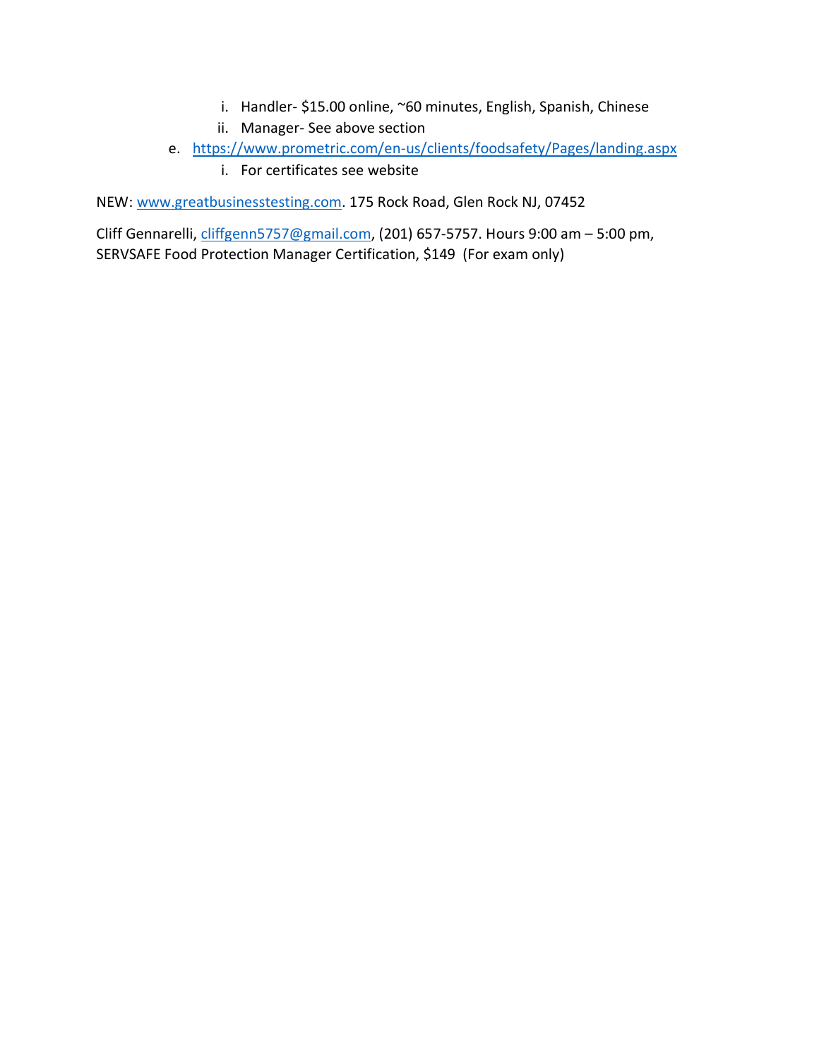i. Handler- $15.00 online, ~60 minutes, English, Spanish, Chinese
   ii. Manager- See above section

e. [https://www.prometric.com/en-us/clients/foodsafety/Pages/landing.aspx](https://www.prometric.com/en-us/clients/foodsafety/Pages/landing.aspx)
   i. For certificates see website

NEW: [www.greatbusinesstesting.com](http://www.greatbusinesstesting.com). 175 Rock Road, Glen Rock NJ, 07452

Cliff Gennarelli, [cliffgenn5757@gmail.com](mailto:cliffgenn5757@gmail.com), (201) 657-5757. Hours 9:00 am – 5:00 pm, SERVSAFE Food Protection Manager Certification, $149 (For exam only)